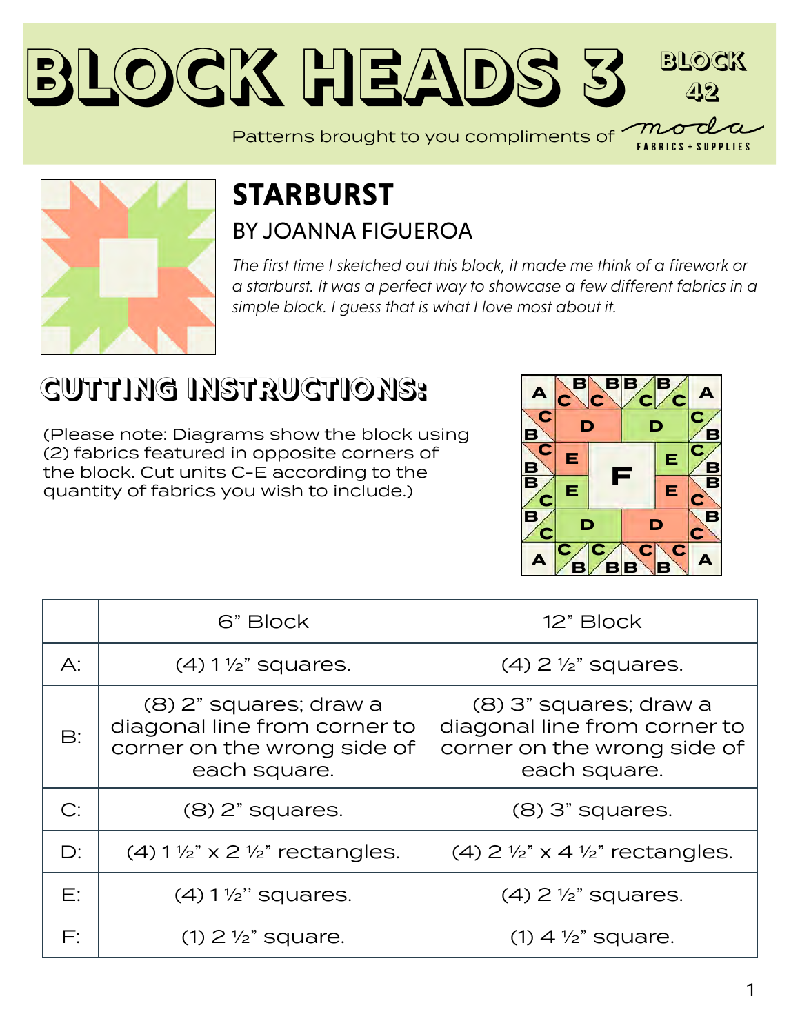# BLOCK HEADS 3

BLOCK 42

Patterns brought to you compliments of moda FABRICS + SUPPLIES

## STARBURST

### BY JOANNA FIGUEROA

*The first time I sketched out this block, it made me think of a firework or a starburst. It was a perfect way to showcase a few different fabrics in a simple block. I guess that is what I love most about it.*

## CUTTING INSTRUCTIONS:

(Please note: Diagrams show the block using (2) fabrics featured in opposite corners of the block. Cut units C-E according to the quantity of fabrics you wish to include.)

| | 6" Block | 12" Block |
|---|---|---|
| A: | (4) 1 ½" squares. | (4) 2 ½" squares. |
| B: | (8) 2" squares; draw a diagonal line from corner to corner on the wrong side of each square. | (8) 3" squares; draw a diagonal line from corner to corner on the wrong side of each square. |
| C: | (8) 2" squares. | (8) 3" squares. |
| D: | (4) 1 ½" x 2 ½" rectangles. | (4) 2 ½" x 4 ½" rectangles. |
| E: | (4) 1 ½'' squares. | (4) 2 ½" squares. |
| F: | (1) 2 ½" square. | (1) 4 ½" square. |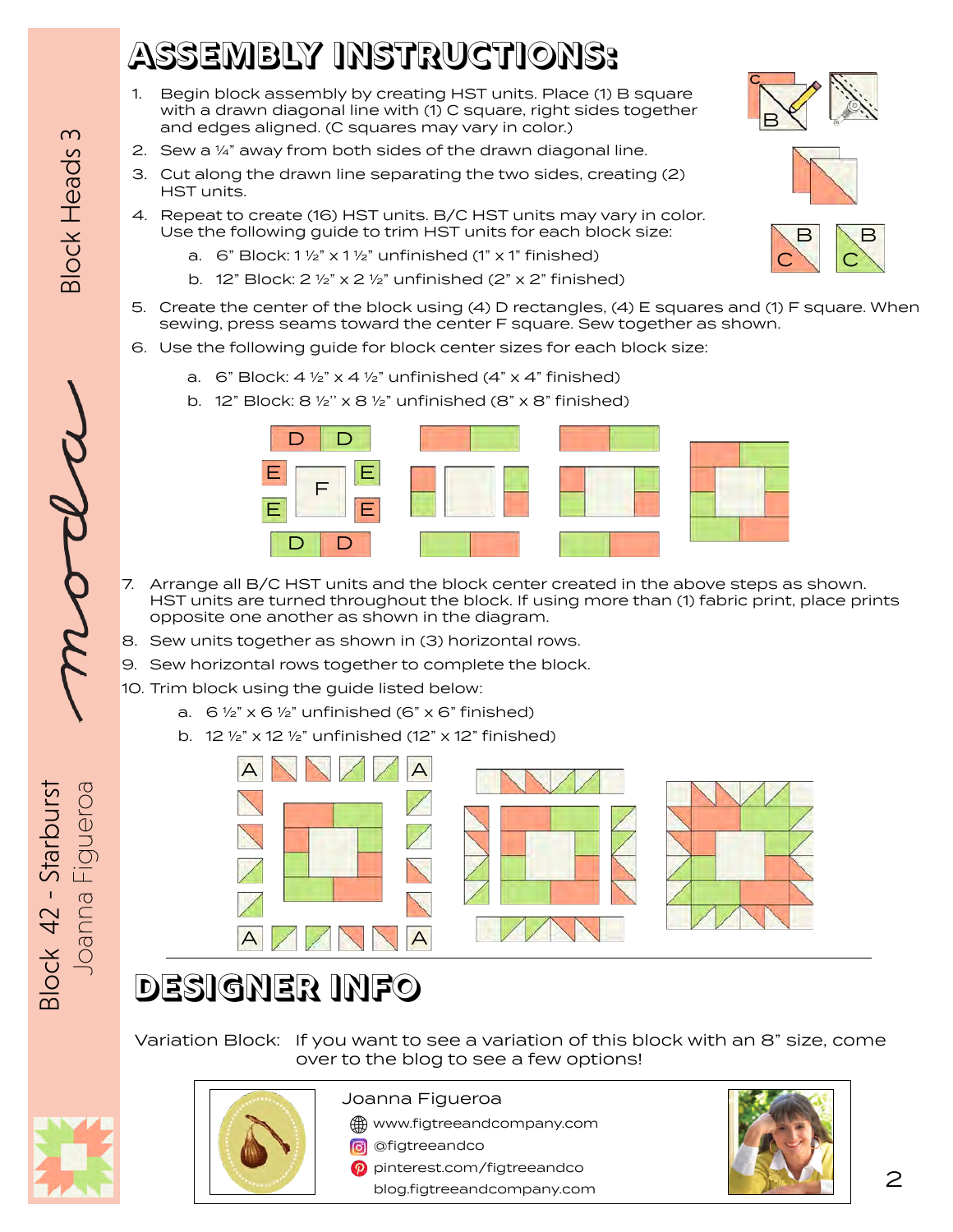# ASSEMBLY INSTRUCTIONS:

1. Begin block assembly by creating HST units. Place (1) B square with a drawn diagonal line with (1) C square, right sides together and edges aligned. (C squares may vary in color.)
2. Sew a ¼" away from both sides of the drawn diagonal line.
3. Cut along the drawn line separating the two sides, creating (2) HST units.
4. Repeat to create (16) HST units. B/C HST units may vary in color. Use the following guide to trim HST units for each block size:
   a. 6" Block: 1 ½" x 1 ½" unfinished (1" x 1" finished)
   b. 12" Block: 2 ½" x 2 ½" unfinished (2" x 2" finished)
5. Create the center of the block using (4) D rectangles, (4) E squares and (1) F square. When sewing, press seams toward the center F square. Sew together as shown.
6. Use the following guide for block center sizes for each block size:
   a. 6" Block: 4 ½" x 4 ½" unfinished (4" x 4" finished)
   b. 12" Block: 8 ½" x 8 ½" unfinished (8" x 8" finished)
7. Arrange all B/C HST units and the block center created in the above steps as shown. HST units are turned throughout the block. If using more than (1) fabric print, place prints opposite one another as shown in the diagram.
8. Sew units together as shown in (3) horizontal rows.
9. Sew horizontal rows together to complete the block.
10. Trim block using the guide listed below:
    a. 6 ½" x 6 ½" unfinished (6" x 6" finished)
    b. 12 ½" x 12 ½" unfinished (12" x 12" finished)

# DESIGNER INFO

Variation Block: If you want to see a variation of this block with an 8" size, come over to the blog to see a few options!

Joanna Figueroa
www.figtreeandcompany.com
@figtreeandco
pinterest.com/figtreeandco
blog.figtreeandcompany.com